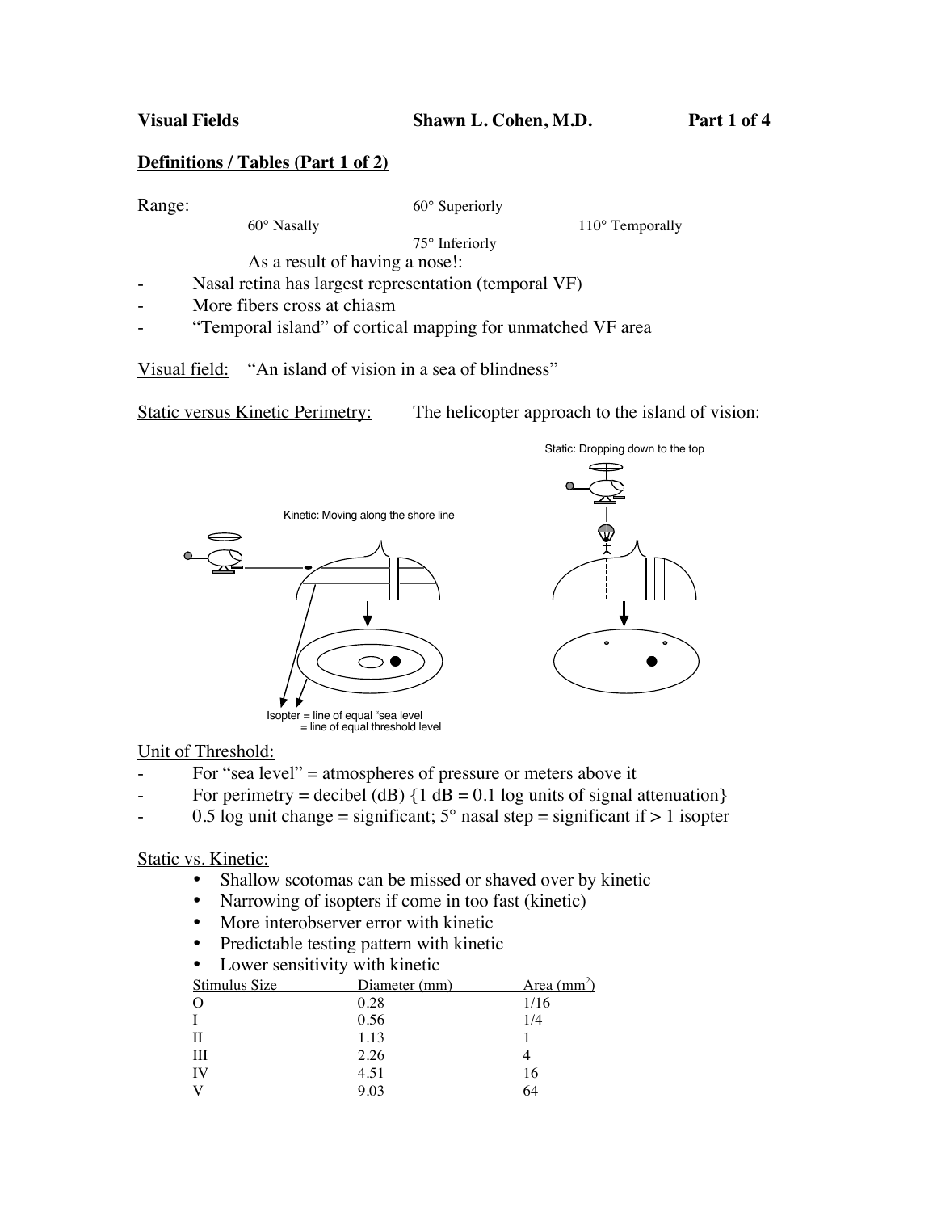**Visual Fields** **Shawn L. Cohen, M.D.** **Part 1 of 4**

## Definitions / Tables (Part 1 of 2)

Range:

60° Superiorly

60° Nasally 110° Temporally

75° Inferiorly

As a result of having a nose!:

- Nasal retina has largest representation (temporal VF)
- More fibers cross at chiasm
- "Temporal island" of cortical mapping for unmatched VF area

Visual field: "An island of vision in a sea of blindness"

Static versus Kinetic Perimetry: The helicopter approach to the island of vision:

Static: Dropping down to the top

Kinetic: Moving along the shore line

Isopter = line of equal "sea level
= line of equal threshold level

Unit of Threshold:

- For "sea level" = atmospheres of pressure or meters above it
- For perimetry = decibel (dB) {1 dB = 0.1 log units of signal attenuation}
- 0.5 log unit change = significant; 5° nasal step = significant if > 1 isopter

Static vs. Kinetic:

- Shallow scotomas can be missed or shaved over by kinetic
- Narrowing of isopters if come in too fast (kinetic)
- More interobserver error with kinetic
- Predictable testing pattern with kinetic
- Lower sensitivity with kinetic

| Stimulus Size | Diameter (mm) | Area ($mm^2$) |
|---|---|---|
| O | 0.28 | 1/16 |
| I | 0.56 | 1/4 |
| II | 1.13 | 1 |
| III | 2.26 | 4 |
| IV | 4.51 | 16 |
| V | 9.03 | 64 |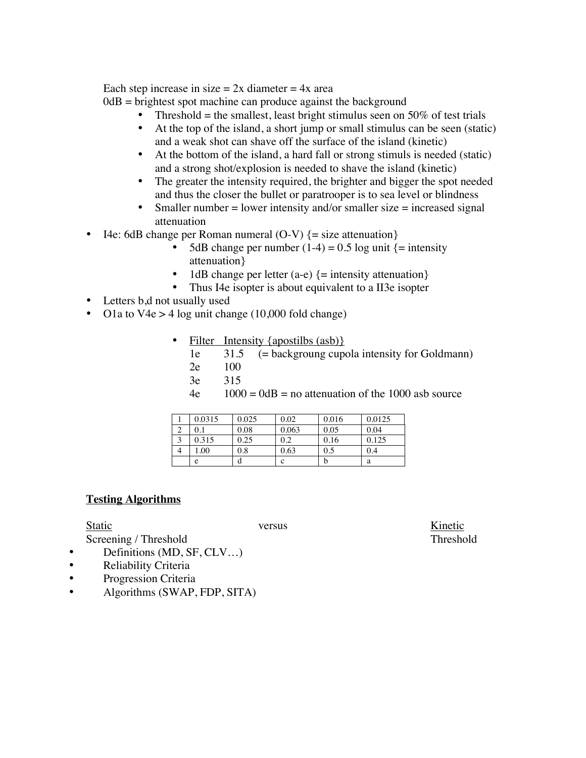Each step increase in size = 2x diameter = 4x area

0dB = brightest spot machine can produce against the background

- Threshold = the smallest, least bright stimulus seen on 50% of test trials
- At the top of the island, a short jump or small stimulus can be seen (static) and a weak shot can shave off the surface of the island (kinetic)
- At the bottom of the island, a hard fall or strong stimuls is needed (static) and a strong shot/explosion is needed to shave the island (kinetic)
- The greater the intensity required, the brighter and bigger the spot needed and thus the closer the bullet or paratrooper is to sea level or blindness
- Smaller number = lower intensity and/or smaller size = increased signal attenuation

- I4e: 6dB change per Roman numeral (O-V) {= size attenuation}
  - 5dB change per number (1-4) = 0.5 log unit {= intensity attenuation}
  - 1dB change per letter (a-e) {= intensity attenuation}
  - Thus I4e isopter is about equivalent to a II3e isopter
- Letters b,d not usually used
- O1a to V4e > 4 log unit change (10,000 fold change)

  - Filter Intensity {apostilbs (asb)}

| Filter | Intensity |
|---|---|
| 1e | 31.5 (= backgroung cupola intensity for Goldmann) |
| 2e | 100 |
| 3e | 315 |
| 4e | 1000 = 0dB = no attenuation of the 1000 asb source |

| | | | | | |
|---|---|---|---|---|---|
| 1 | 0.0315 | 0.025 | 0.02 | 0.016 | 0.0125 |
| 2 | 0.1 | 0.08 | 0.063 | 0.05 | 0.04 |
| 3 | 0.315 | 0.25 | 0.2 | 0.16 | 0.125 |
| 4 | 1.00 | 0.8 | 0.63 | 0.5 | 0.4 |
| | e | d | c | b | a |

**Testing Algorithms**

Static versus Kinetic

Screening / Threshold Threshold

- Definitions (MD, SF, CLV…)
- Reliability Criteria
- Progression Criteria
- Algorithms (SWAP, FDP, SITA)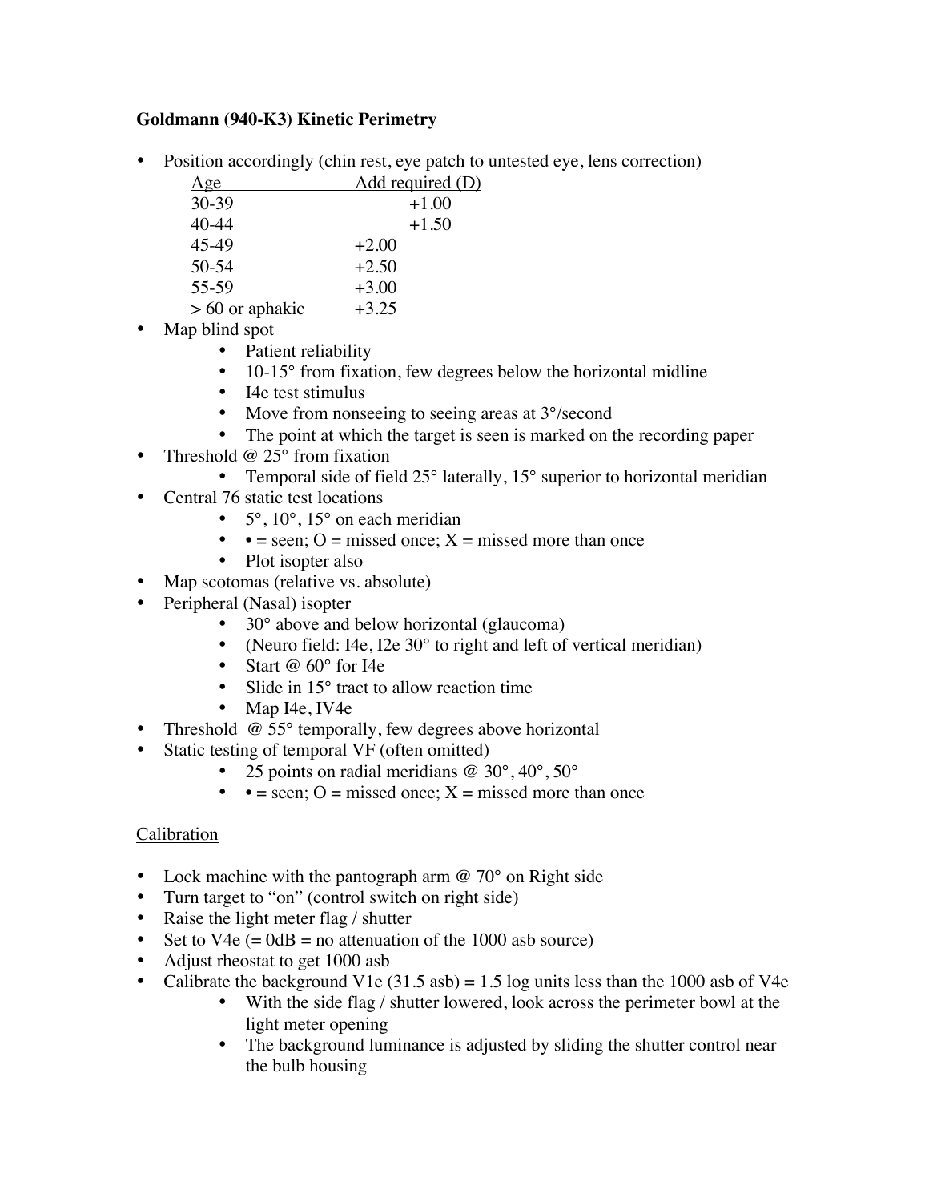## Goldmann (940-K3) Kinetic Perimetry

- Position accordingly (chin rest, eye patch to untested eye, lens correction)

| Age | Add required (D) |
|---|---|
| 30-39 | +1.00 |
| 40-44 | +1.50 |
| 45-49 | +2.00 |
| 50-54 | +2.50 |
| 55-59 | +3.00 |
| > 60 or aphakic | +3.25 |

- Map blind spot
    - Patient reliability
    - 10-15° from fixation, few degrees below the horizontal midline
    - I4e test stimulus
    - Move from nonseeing to seeing areas at 3°/second
    - The point at which the target is seen is marked on the recording paper
- Threshold @ 25° from fixation
    - Temporal side of field 25° laterally, 15° superior to horizontal meridian
- Central 76 static test locations
    - 5°, 10°, 15° on each meridian
    - • = seen; O = missed once; X = missed more than once
    - Plot isopter also
- Map scotomas (relative vs. absolute)
- Peripheral (Nasal) isopter
    - 30° above and below horizontal (glaucoma)
    - (Neuro field: I4e, I2e 30° to right and left of vertical meridian)
    - Start @ 60° for I4e
    - Slide in 15° tract to allow reaction time
    - Map I4e, IV4e
- Threshold @ 55° temporally, few degrees above horizontal
- Static testing of temporal VF (often omitted)
    - 25 points on radial meridians @ 30°, 40°, 50°
    - • = seen; O = missed once; X = missed more than once

### Calibration

- Lock machine with the pantograph arm @ 70° on Right side
- Turn target to "on" (control switch on right side)
- Raise the light meter flag / shutter
- Set to V4e (= 0dB = no attenuation of the 1000 asb source)
- Adjust rheostat to get 1000 asb
- Calibrate the background V1e (31.5 asb) = 1.5 log units less than the 1000 asb of V4e
    - With the side flag / shutter lowered, look across the perimeter bowl at the light meter opening
    - The background luminance is adjusted by sliding the shutter control near the bulb housing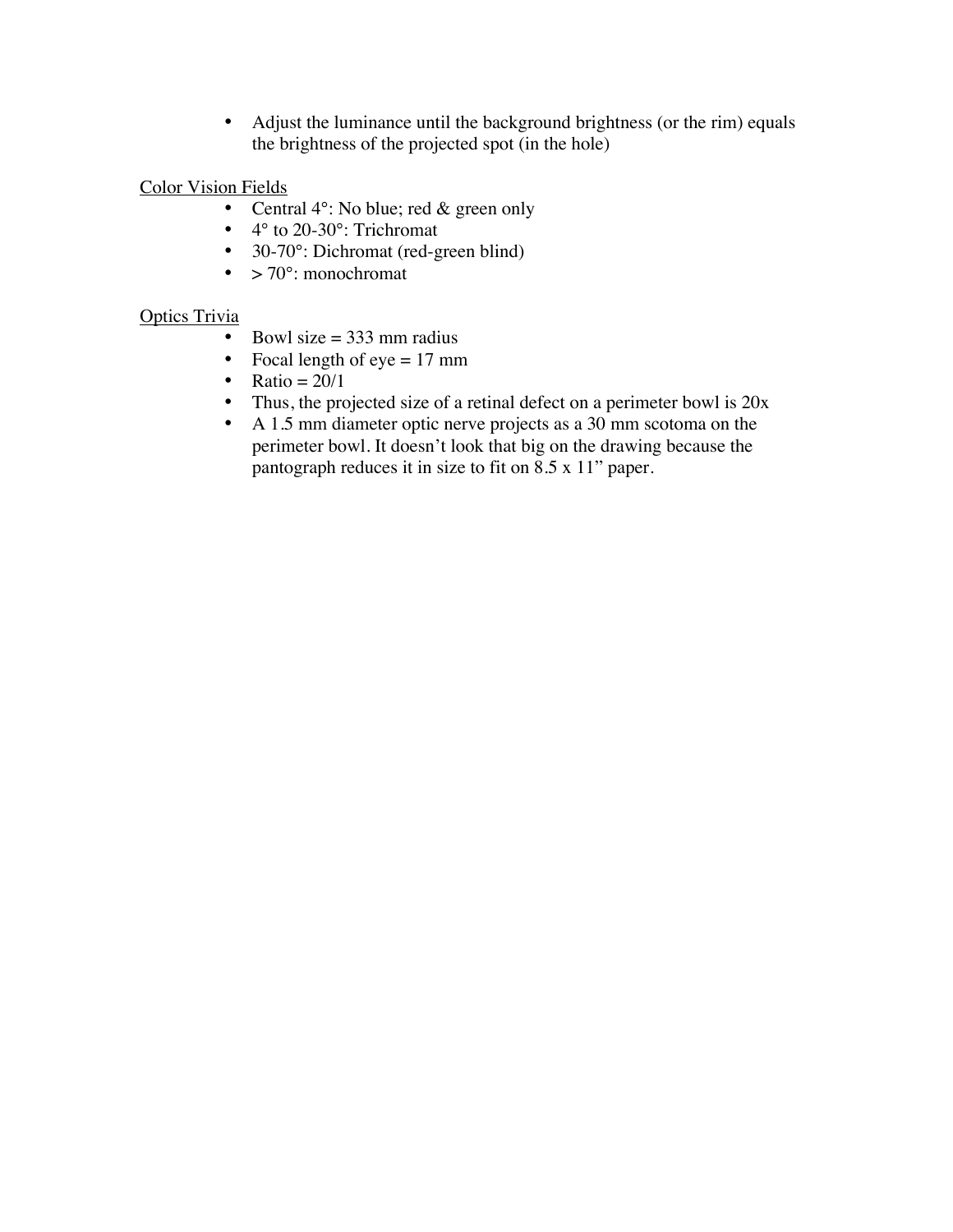- Adjust the luminance until the background brightness (or the rim) equals the brightness of the projected spot (in the hole)

<u>Color Vision Fields</u>

- Central 4°: No blue; red & green only
- 4° to 20-30°: Trichromat
- 30-70°: Dichromat (red-green blind)
- > 70°: monochromat

<u>Optics Trivia</u>

- Bowl size = 333 mm radius
- Focal length of eye = 17 mm
- Ratio = 20/1
- Thus, the projected size of a retinal defect on a perimeter bowl is 20x
- A 1.5 mm diameter optic nerve projects as a 30 mm scotoma on the perimeter bowl. It doesn't look that big on the drawing because the pantograph reduces it in size to fit on 8.5 x 11" paper.